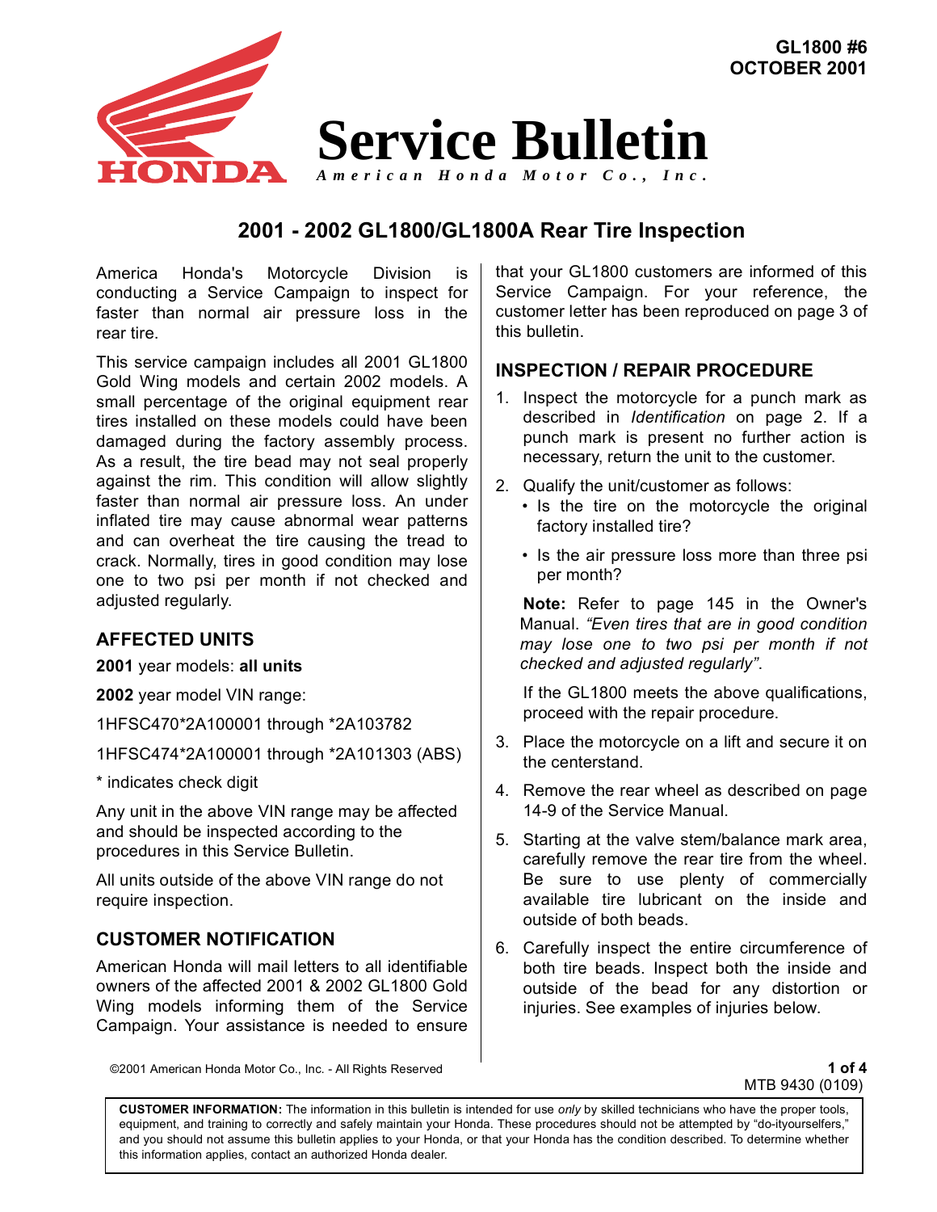GL1800 #6
OCTOBER 2001

# Service Bulletin

*American Honda Motor Co., Inc.*

## 2001 - 2002 GL1800/GL1800A Rear Tire Inspection

America Honda's Motorcycle Division is conducting a Service Campaign to inspect for faster than normal air pressure loss in the rear tire.

This service campaign includes all 2001 GL1800 Gold Wing models and certain 2002 models. A small percentage of the original equipment rear tires installed on these models could have been damaged during the factory assembly process. As a result, the tire bead may not seal properly against the rim. This condition will allow slightly faster than normal air pressure loss. An under inflated tire may cause abnormal wear patterns and can overheat the tire causing the tread to crack. Normally, tires in good condition may lose one to two psi per month if not checked and adjusted regularly.

### AFFECTED UNITS

**2001** year models: **all units**

**2002** year model VIN range:

1HFSC470*2A100001 through *2A103782

1HFSC474*2A100001 through *2A101303 (ABS)

* indicates check digit

Any unit in the above VIN range may be affected and should be inspected according to the procedures in this Service Bulletin.

All units outside of the above VIN range do not require inspection.

### CUSTOMER NOTIFICATION

American Honda will mail letters to all identifiable owners of the affected 2001 & 2002 GL1800 Gold Wing models informing them of the Service Campaign. Your assistance is needed to ensure that your GL1800 customers are informed of this Service Campaign. For your reference, the customer letter has been reproduced on page 3 of this bulletin.

### INSPECTION / REPAIR PROCEDURE

1. Inspect the motorcycle for a punch mark as described in *Identification* on page 2. If a punch mark is present no further action is necessary, return the unit to the customer.
2. Qualify the unit/customer as follows:
   - Is the tire on the motorcycle the original factory installed tire?
   - Is the air pressure loss more than three psi per month?

   **Note:** Refer to page 145 in the Owner's Manual. *"Even tires that are in good condition may lose one to two psi per month if not checked and adjusted regularly"*.

   If the GL1800 meets the above qualifications, proceed with the repair procedure.
3. Place the motorcycle on a lift and secure it on the centerstand.
4. Remove the rear wheel as described on page 14-9 of the Service Manual.
5. Starting at the valve stem/balance mark area, carefully remove the rear tire from the wheel. Be sure to use plenty of commercially available tire lubricant on the inside and outside of both beads.
6. Carefully inspect the entire circumference of both tire beads. Inspect both the inside and outside of the bead for any distortion or injuries. See examples of injuries below.

©2001 American Honda Motor Co., Inc. - All Rights Reserved

MTB 9430 (0109)

**CUSTOMER INFORMATION:** The information in this bulletin is intended for use *only* by skilled technicians who have the proper tools, equipment, and training to correctly and safely maintain your Honda. These procedures should not be attempted by "do-ityourselfers," and you should not assume this bulletin applies to your Honda, or that your Honda has the condition described. To determine whether this information applies, contact an authorized Honda dealer.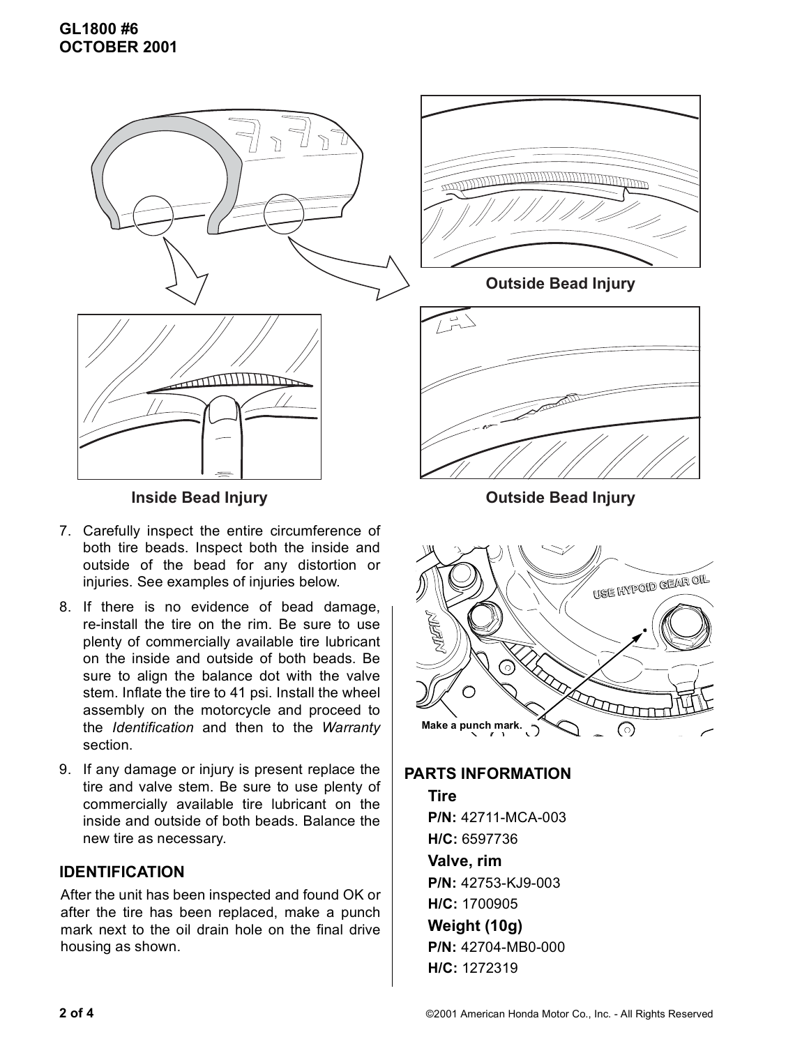Outside Bead Injury

Inside Bead Injury

Outside Bead Injury

7. Carefully inspect the entire circumference of both tire beads. Inspect both the inside and outside of the bead for any distortion or injuries. See examples of injuries below.
8. If there is no evidence of bead damage, re-install the tire on the rim. Be sure to use plenty of commercially available tire lubricant on the inside and outside of both beads. Be sure to align the balance dot with the valve stem. Inflate the tire to 41 psi. Install the wheel assembly on the motorcycle and proceed to the *Identification* and then to the *Warranty* section.
9. If any damage or injury is present replace the tire and valve stem. Be sure to use plenty of commercially available tire lubricant on the inside and outside of both beads. Balance the new tire as necessary.

## IDENTIFICATION

After the unit has been inspected and found OK or after the tire has been replaced, make a punch mark next to the oil drain hole on the final drive housing as shown.

USE HYPOID GEAR OIL

Make a punch mark.

## PARTS INFORMATION

**Tire**

**P/N:** 42711-MCA-003

**H/C:** 6597736

**Valve, rim**

**P/N:** 42753-KJ9-003

**H/C:** 1700905

**Weight (10g)**

**P/N:** 42704-MB0-000

**H/C:** 1272319

©2001 American Honda Motor Co., Inc. - All Rights Reserved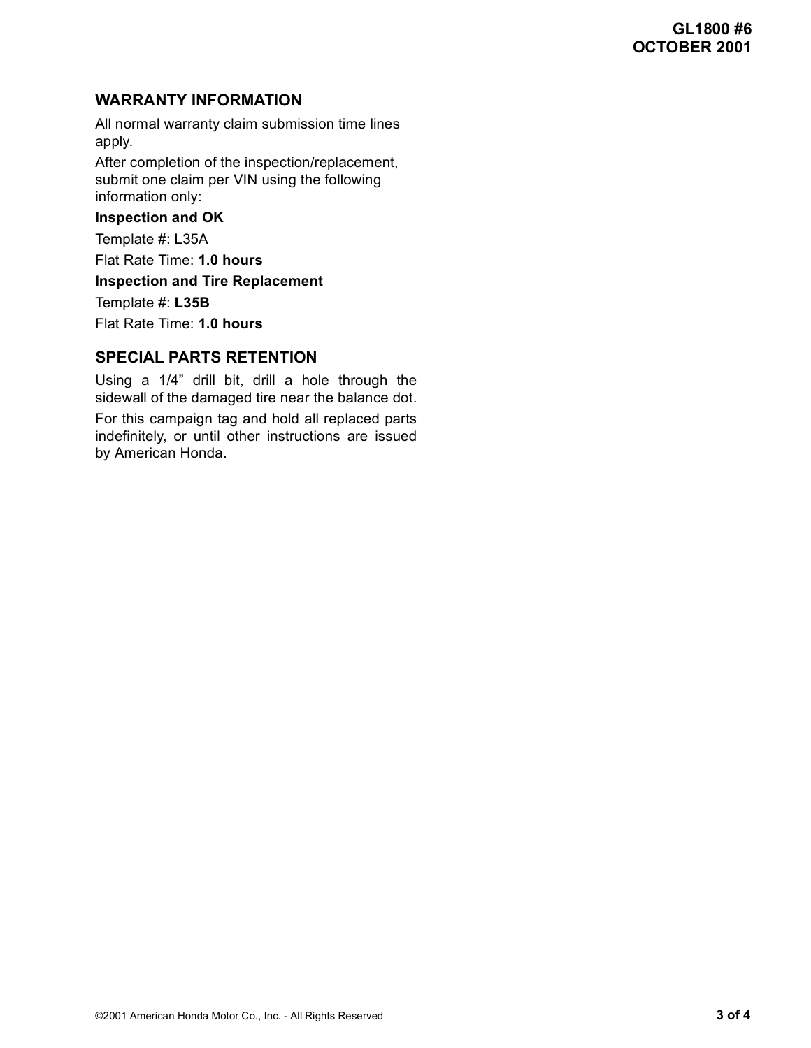## WARRANTY INFORMATION

All normal warranty claim submission time lines apply.

After completion of the inspection/replacement, submit one claim per VIN using the following information only:

**Inspection and OK**

Template #: L35A

Flat Rate Time: **1.0 hours**

**Inspection and Tire Replacement**

Template #: **L35B**

Flat Rate Time: **1.0 hours**

## SPECIAL PARTS RETENTION

Using a 1/4” drill bit, drill a hole through the sidewall of the damaged tire near the balance dot.

For this campaign tag and hold all replaced parts indefinitely, or until other instructions are issued by American Honda.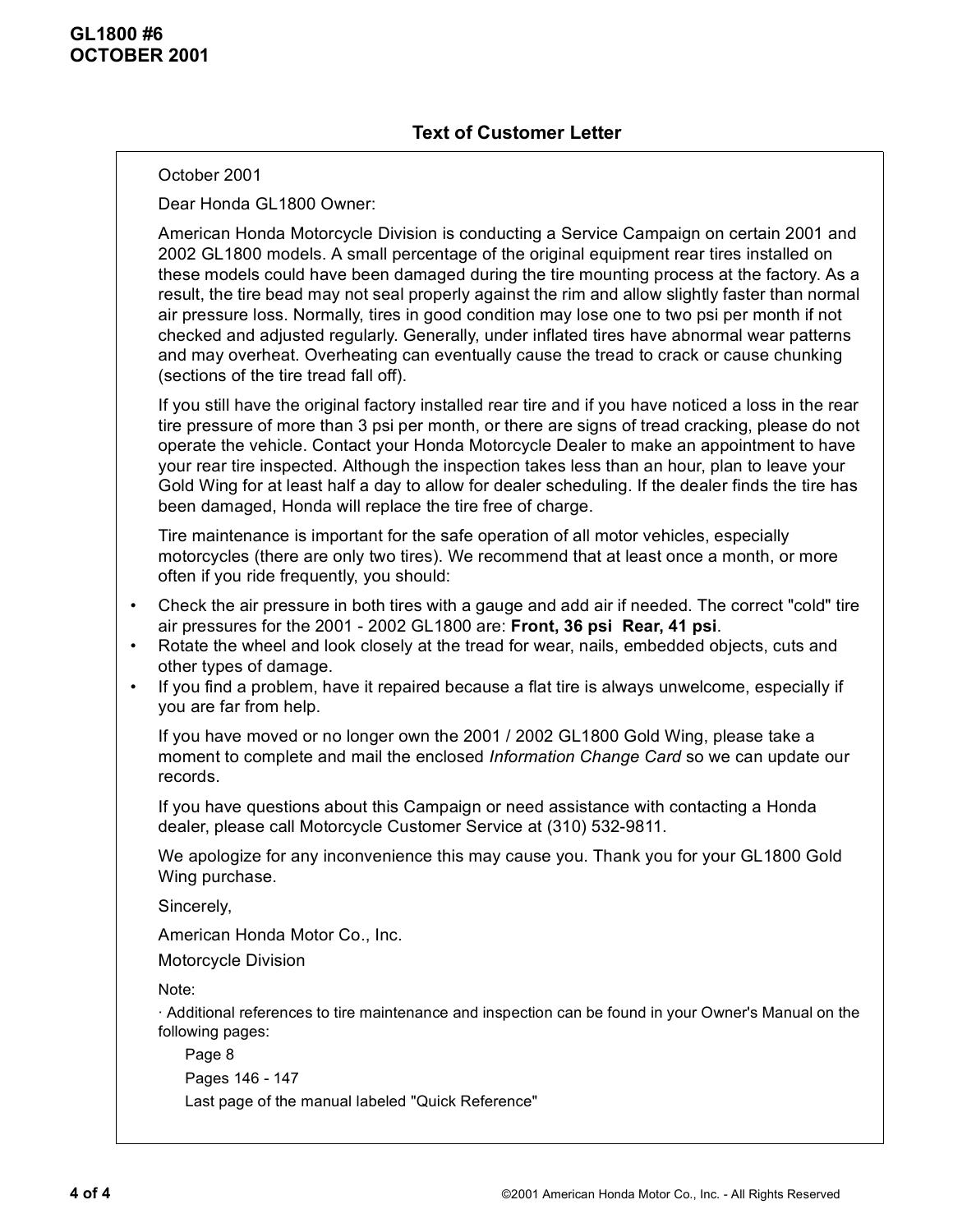## Text of Customer Letter

October 2001

Dear Honda GL1800 Owner:

American Honda Motorcycle Division is conducting a Service Campaign on certain 2001 and 2002 GL1800 models. A small percentage of the original equipment rear tires installed on these models could have been damaged during the tire mounting process at the factory. As a result, the tire bead may not seal properly against the rim and allow slightly faster than normal air pressure loss. Normally, tires in good condition may lose one to two psi per month if not checked and adjusted regularly. Generally, under inflated tires have abnormal wear patterns and may overheat. Overheating can eventually cause the tread to crack or cause chunking (sections of the tire tread fall off).

If you still have the original factory installed rear tire and if you have noticed a loss in the rear tire pressure of more than 3 psi per month, or there are signs of tread cracking, please do not operate the vehicle. Contact your Honda Motorcycle Dealer to make an appointment to have your rear tire inspected. Although the inspection takes less than an hour, plan to leave your Gold Wing for at least half a day to allow for dealer scheduling. If the dealer finds the tire has been damaged, Honda will replace the tire free of charge.

Tire maintenance is important for the safe operation of all motor vehicles, especially motorcycles (there are only two tires). We recommend that at least once a month, or more often if you ride frequently, you should:

- Check the air pressure in both tires with a gauge and add air if needed. The correct "cold" tire air pressures for the 2001 - 2002 GL1800 are: **Front, 36 psi Rear, 41 psi**.
- Rotate the wheel and look closely at the tread for wear, nails, embedded objects, cuts and other types of damage.
- If you find a problem, have it repaired because a flat tire is always unwelcome, especially if you are far from help.

If you have moved or no longer own the 2001 / 2002 GL1800 Gold Wing, please take a moment to complete and mail the enclosed *Information Change Card* so we can update our records.

If you have questions about this Campaign or need assistance with contacting a Honda dealer, please call Motorcycle Customer Service at (310) 532-9811.

We apologize for any inconvenience this may cause you. Thank you for your GL1800 Gold Wing purchase.

Sincerely,

American Honda Motor Co., Inc.

Motorcycle Division

Note:

· Additional references to tire maintenance and inspection can be found in your Owner's Manual on the following pages:

Page 8

Pages 146 - 147

Last page of the manual labeled "Quick Reference"